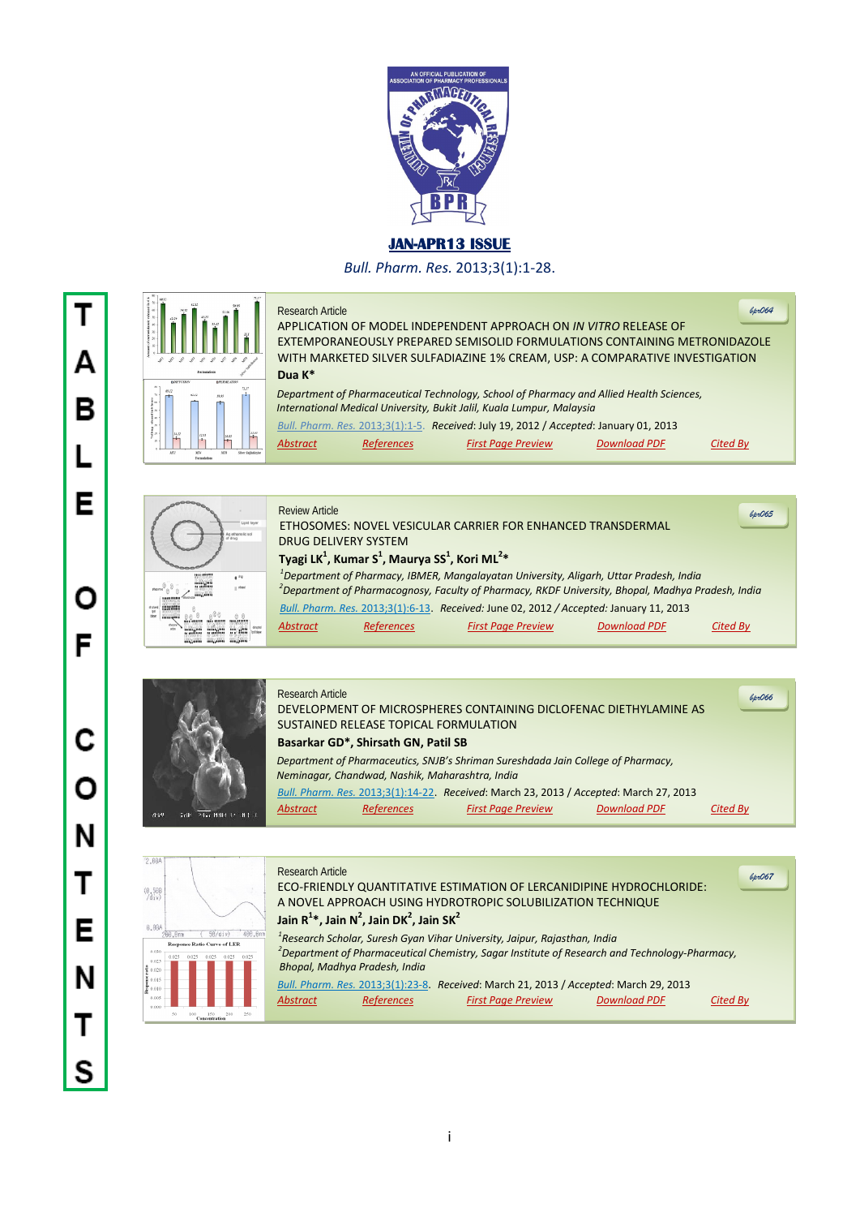JAN-APR13 ISSUE

*Bull. Pharm. Res.* 2013;3(1):1-28.

# TABLE OF CONTENTS

Research Article

bpr064

APPLICATION OF MODEL INDEPENDENT APPROACH ON *IN VITRO* RELEASE OF EXTEMPORANEOUSLY PREPARED SEMISOLID FORMULATIONS CONTAINING METRONIDAZOLE WITH MARKETED SILVER SULFADIAZINE 1% CREAM, USP: A COMPARATIVE INVESTIGATION

**Dua K***

*Department of Pharmaceutical Technology, School of Pharmacy and Allied Health Sciences, International Medical University, Bukit Jalil, Kuala Lumpur, Malaysia*

*Bull. Pharm. Res.* 2013;3(1):1-5. *Received*: July 19, 2012 / *Accepted*: January 01, 2013

Abstract | References | First Page Preview | Download PDF | Cited By

---

Review Article

bpr065

ETHOSOMES: NOVEL VESICULAR CARRIER FOR ENHANCED TRANSDERMAL DRUG DELIVERY SYSTEM

**Tyagi LK[1], Kumar S[1], Maurya SS[1], Kori ML[2]***

*[1]Department of Pharmacy, IBMER, Mangalayatan University, Aligarh, Uttar Pradesh, India*
*[2]Department of Pharmacognosy, Faculty of Pharmacy, RKDF University, Bhopal, Madhya Pradesh, India*

*Bull. Pharm. Res.* 2013;3(1):6-13. *Received:* June 02, 2012 / *Accepted:* January 11, 2013

Abstract | References | First Page Preview | Download PDF | Cited By

---

Research Article

bpr066

DEVELOPMENT OF MICROSPHERES CONTAINING DICLOFENAC DIETHYLAMINE AS SUSTAINED RELEASE TOPICAL FORMULATION

**Basarkar GD*, Shirsath GN, Patil SB**

*Department of Pharmaceutics, SNJB's Shriman Sureshdada Jain College of Pharmacy, Neminagar, Chandwad, Nashik, Maharashtra, India*

*Bull. Pharm. Res.* 2013;3(1):14-22. *Received*: March 23, 2013 / *Accepted*: March 27, 2013

Abstract | References | First Page Preview | Download PDF | Cited By

---

Research Article

bpr067

ECO-FRIENDLY QUANTITATIVE ESTIMATION OF LERCANIDIPINE HYDROCHLORIDE: A NOVEL APPROACH USING HYDROTROPIC SOLUBILIZATION TECHNIQUE

**Jain R[1]*, Jain N[2], Jain DK[2], Jain SK[2]**

*[1]Research Scholar, Suresh Gyan Vihar University, Jaipur, Rajasthan, India*
*[2]Department of Pharmaceutical Chemistry, Sagar Institute of Research and Technology-Pharmacy, Bhopal, Madhya Pradesh, India*

*Bull. Pharm. Res.* 2013;3(1):23-8. *Received*: March 21, 2013 / *Accepted*: March 29, 2013

Abstract | References | First Page Preview | Download PDF | Cited By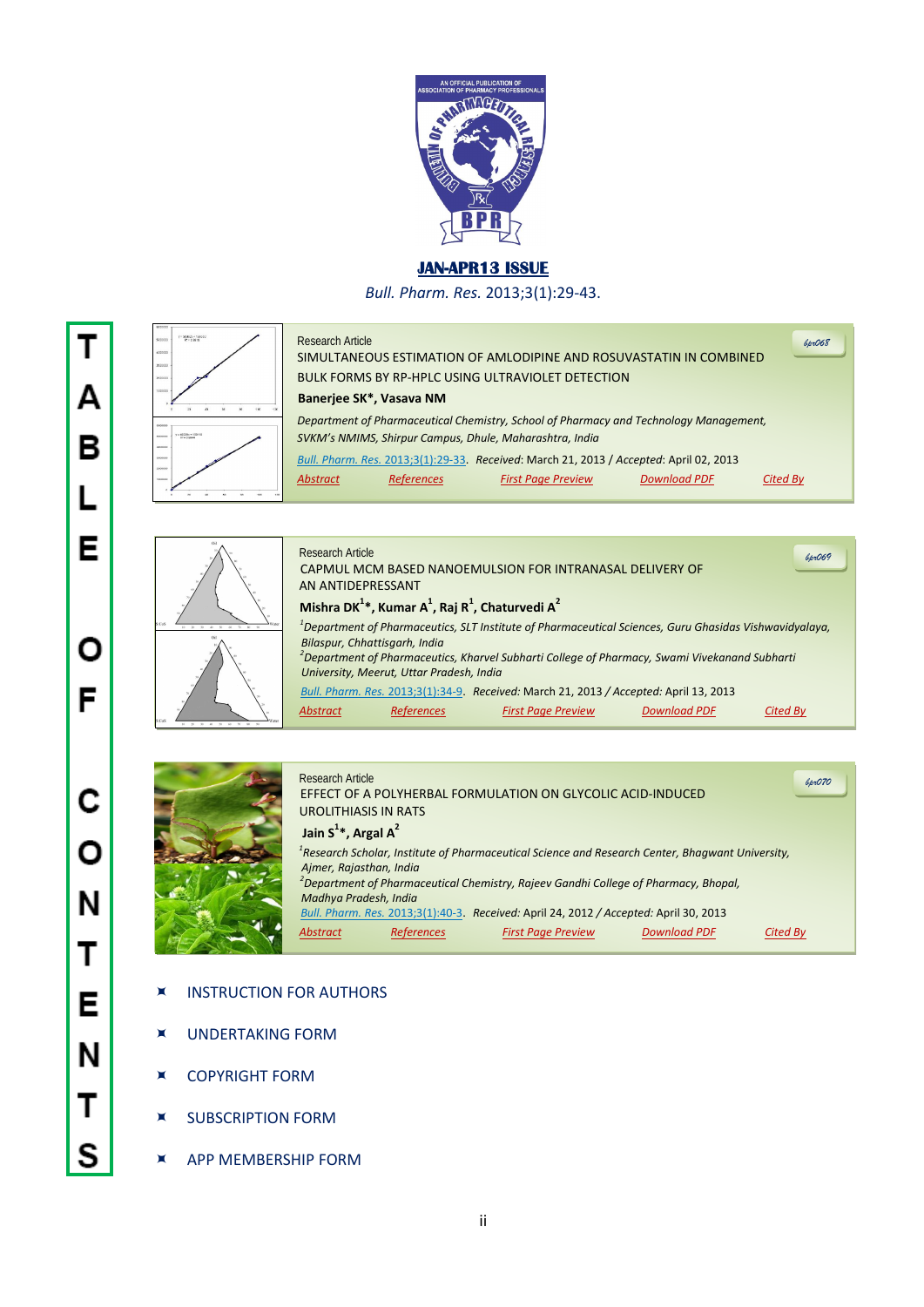# TABLE OF CONTENTS

**JAN-APR13 ISSUE**

*Bull. Pharm. Res.* 2013;3(1):29-43.

---

Research Article

bpr068

SIMULTANEOUS ESTIMATION OF AMLODIPINE AND ROSUVASTATIN IN COMBINED BULK FORMS BY RP-HPLC USING ULTRAVIOLET DETECTION

**Banerjee SK*, Vasava NM**

*Department of Pharmaceutical Chemistry, School of Pharmacy and Technology Management, SVKM's NMIMS, Shirpur Campus, Dhule, Maharashtra, India*

*Bull. Pharm. Res.* 2013;3(1):29-33. *Received*: March 21, 2013 / *Accepted*: April 02, 2013

*Abstract* *References* *First Page Preview* *Download PDF* *Cited By*

---

Research Article

bpr069

CAPMUL MCM BASED NANOEMULSION FOR INTRANASAL DELIVERY OF AN ANTIDEPRESSANT

**Mishra DK[1]*, Kumar A[1], Raj R[1], Chaturvedi A[2]**

[1]*Department of Pharmaceutics, SLT Institute of Pharmaceutical Sciences, Guru Ghasidas Vishwavidyalaya, Bilaspur, Chhattisgarh, India*

[2]*Department of Pharmaceutics, Kharvel Subharti College of Pharmacy, Swami Vivekanand Subharti University, Meerut, Uttar Pradesh, India*

*Bull. Pharm. Res.* 2013;3(1):34-9. *Received:* March 21, 2013 / *Accepted:* April 13, 2013

*Abstract* *References* *First Page Preview* *Download PDF* *Cited By*

---

Research Article

bpr070

EFFECT OF A POLYHERBAL FORMULATION ON GLYCOLIC ACID-INDUCED UROLITHIASIS IN RATS

**Jain S[1]*, Argal A[2]**

[1]*Research Scholar, Institute of Pharmaceutical Science and Research Center, Bhagwant University, Ajmer, Rajasthan, India*

[2]*Department of Pharmaceutical Chemistry, Rajeev Gandhi College of Pharmacy, Bhopal, Madhya Pradesh, India*

*Bull. Pharm. Res.* 2013;3(1):40-3. *Received:* April 24, 2012 / *Accepted:* April 30, 2013

*Abstract* *References* *First Page Preview* *Download PDF* *Cited By*

---

- INSTRUCTION FOR AUTHORS
- UNDERTAKING FORM
- COPYRIGHT FORM
- SUBSCRIPTION FORM
- APP MEMBERSHIP FORM